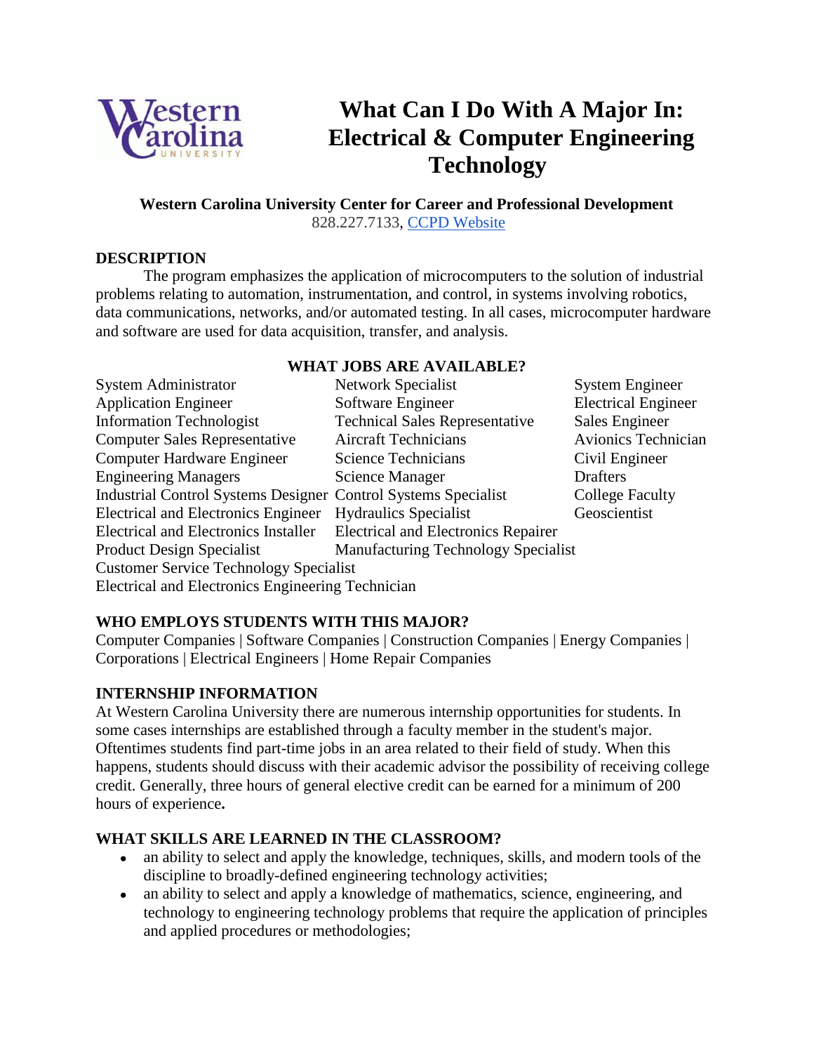# What Can I Do With A Major In: Electrical & Computer Engineering Technology

**Western Carolina University Center for Career and Professional Development**
828.227.7133, [CCPD Website]()

## DESCRIPTION

The program emphasizes the application of microcomputers to the solution of industrial problems relating to automation, instrumentation, and control, in systems involving robotics, data communications, networks, and/or automated testing. In all cases, microcomputer hardware and software are used for data acquisition, transfer, and analysis.

## WHAT JOBS ARE AVAILABLE?

| | | |
|---|---|---|
| System Administrator | Network Specialist | System Engineer |
| Application Engineer | Software Engineer | Electrical Engineer |
| Information Technologist | Technical Sales Representative | Sales Engineer |
| Computer Sales Representative | Aircraft Technicians | Avionics Technician |
| Computer Hardware Engineer | Science Technicians | Civil Engineer |
| Engineering Managers | Science Manager | Drafters |
| Industrial Control Systems Designer | Control Systems Specialist | College Faculty |
| Electrical and Electronics Engineer | Hydraulics Specialist | Geoscientist |
| Electrical and Electronics Installer | Electrical and Electronics Repairer | |
| Product Design Specialist | Manufacturing Technology Specialist | |
| Customer Service Technology Specialist | | |
| Electrical and Electronics Engineering Technician | | |

## WHO EMPLOYS STUDENTS WITH THIS MAJOR?

Computer Companies | Software Companies | Construction Companies | Energy Companies | Corporations | Electrical Engineers | Home Repair Companies

## INTERNSHIP INFORMATION

At Western Carolina University there are numerous internship opportunities for students. In some cases internships are established through a faculty member in the student's major. Oftentimes students find part-time jobs in an area related to their field of study. When this happens, students should discuss with their academic advisor the possibility of receiving college credit. Generally, three hours of general elective credit can be earned for a minimum of 200 hours of experience**.**

## WHAT SKILLS ARE LEARNED IN THE CLASSROOM?

- an ability to select and apply the knowledge, techniques, skills, and modern tools of the discipline to broadly-defined engineering technology activities;
- an ability to select and apply a knowledge of mathematics, science, engineering, and technology to engineering technology problems that require the application of principles and applied procedures or methodologies;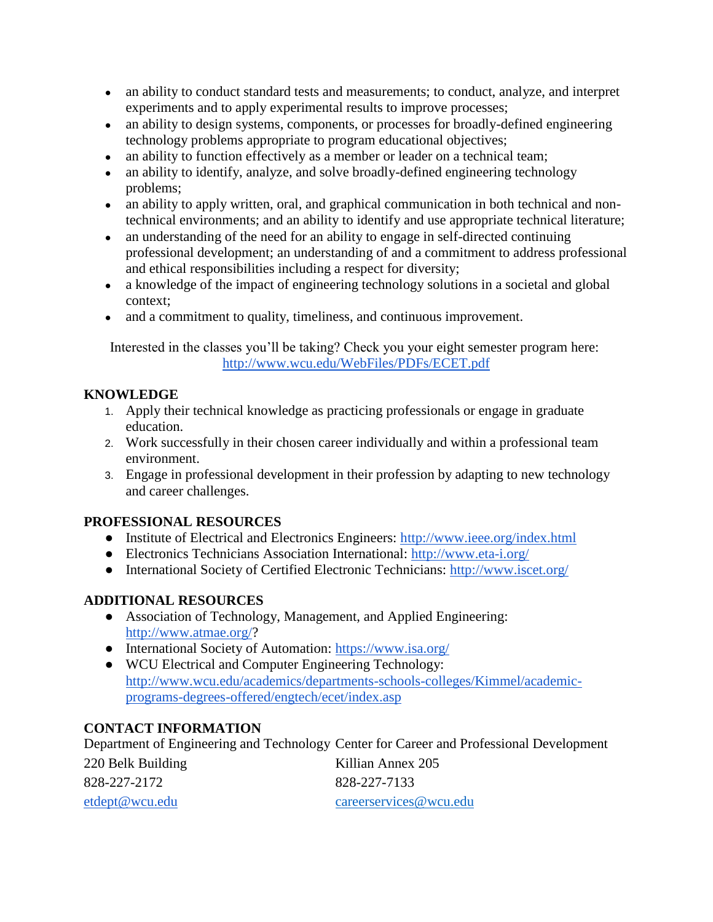- an ability to conduct standard tests and measurements; to conduct, analyze, and interpret experiments and to apply experimental results to improve processes;
- an ability to design systems, components, or processes for broadly-defined engineering technology problems appropriate to program educational objectives;
- an ability to function effectively as a member or leader on a technical team;
- an ability to identify, analyze, and solve broadly-defined engineering technology problems;
- an ability to apply written, oral, and graphical communication in both technical and non-technical environments; and an ability to identify and use appropriate technical literature;
- an understanding of the need for an ability to engage in self-directed continuing professional development; an understanding of and a commitment to address professional and ethical responsibilities including a respect for diversity;
- a knowledge of the impact of engineering technology solutions in a societal and global context;
- and a commitment to quality, timeliness, and continuous improvement.

Interested in the classes you'll be taking? Check you your eight semester program here: http://www.wcu.edu/WebFiles/PDFs/ECET.pdf

## KNOWLEDGE

1. Apply their technical knowledge as practicing professionals or engage in graduate education.
2. Work successfully in their chosen career individually and within a professional team environment.
3. Engage in professional development in their profession by adapting to new technology and career challenges.

## PROFESSIONAL RESOURCES

- Institute of Electrical and Electronics Engineers: http://www.ieee.org/index.html
- Electronics Technicians Association International: http://www.eta-i.org/
- International Society of Certified Electronic Technicians: http://www.iscet.org/

## ADDITIONAL RESOURCES

- Association of Technology, Management, and Applied Engineering: http://www.atmae.org/?
- International Society of Automation: https://www.isa.org/
- WCU Electrical and Computer Engineering Technology: http://www.wcu.edu/academics/departments-schools-colleges/Kimmel/academic-programs-degrees-offered/engtech/ecet/index.asp

## CONTACT INFORMATION

Department of Engineering and Technology
220 Belk Building
828-227-2172
etdept@wcu.edu

Center for Career and Professional Development
Killian Annex 205
828-227-7133
careerservices@wcu.edu